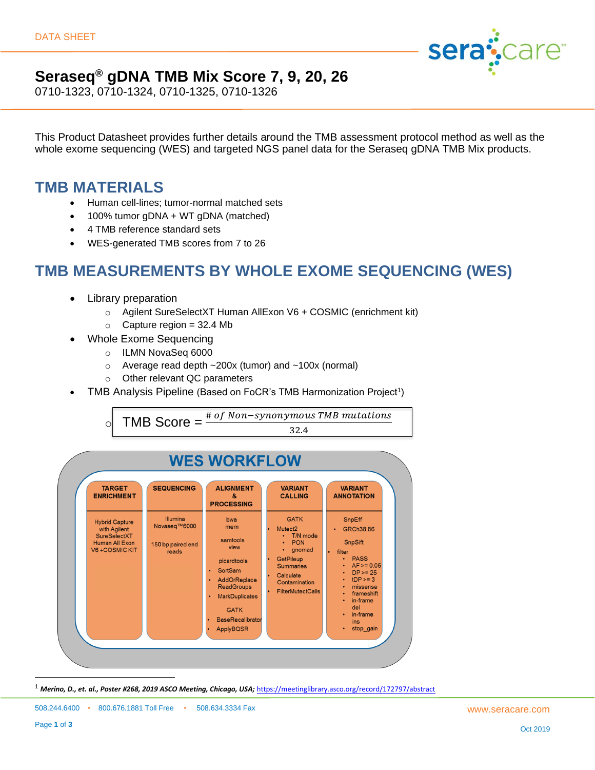DATA SHEET

# Seraseq® gDNA TMB Mix Score 7, 9, 20, 26

0710-1323, 0710-1324, 0710-1325, 0710-1326

This Product Datasheet provides further details around the TMB assessment protocol method as well as the whole exome sequencing (WES) and targeted NGS panel data for the Seraseq gDNA TMB Mix products.

## TMB MATERIALS

- Human cell-lines; tumor-normal matched sets
- 100% tumor gDNA + WT gDNA (matched)
- 4 TMB reference standard sets
- WES-generated TMB scores from 7 to 26

## TMB MEASUREMENTS BY WHOLE EXOME SEQUENCING (WES)

- Library preparation
  - Agilent SureSelectXT Human AllExon V6 + COSMIC (enrichment kit)
  - Capture region = 32.4 Mb
- Whole Exome Sequencing
  - ILMN NovaSeq 6000
  - Average read depth ~200x (tumor) and ~100x (normal)
  - Other relevant QC parameters
- TMB Analysis Pipeline (Based on FoCR's TMB Harmonization Project[1])
  - $$\text{TMB Score} = \frac{\#\ of\ Non\text{-}synonymous\ TMB\ mutations}{32.4}$$

**WES WORKFLOW**

| TARGET ENRICHMENT | SEQUENCING | ALIGNMENT & PROCESSING | VARIANT CALLING | VARIANT ANNOTATION |
|---|---|---|---|---|
| Hybrid Capture with Agilent SureSelectXT Human All Exon V6 +COSMIC KIT | Illumina Novaseq™6000<br><br>150 bp paired end reads | bwa mem<br><br>samtools view<br><br>picardtools<br>• SortSam<br>• AddOrReplace ReadGroups<br>• MarkDuplicates<br><br>GATK<br>• BaseRecalibrator<br>• ApplyBQSR | GATK<br>• Mutect2<br>  • T/N mode<br>  • PON<br>  • gnomad<br>• GetPileup Summaries<br>• Calculate Contamination<br>• FilterMutectCalls | SnpEff<br>• GRCh38.86<br><br>SnpSift<br>• filter<br>  • PASS<br>  • AF >= 0.05<br>  • DP >= 25<br>  • tDP >= 3<br>  • missense<br>  • frameshift<br>  • in-frame del<br>  • in-frame ins<br>  • stop_gain |

[1] *Merino, D., et. al., Poster #268, 2019 ASCO Meeting, Chicago, USA;* https://meetinglibrary.asco.org/record/172797/abstract

508.244.6400 • 800.676.1881 Toll Free • 508.634.3334 Fax

www.seracare.com

Oct 2019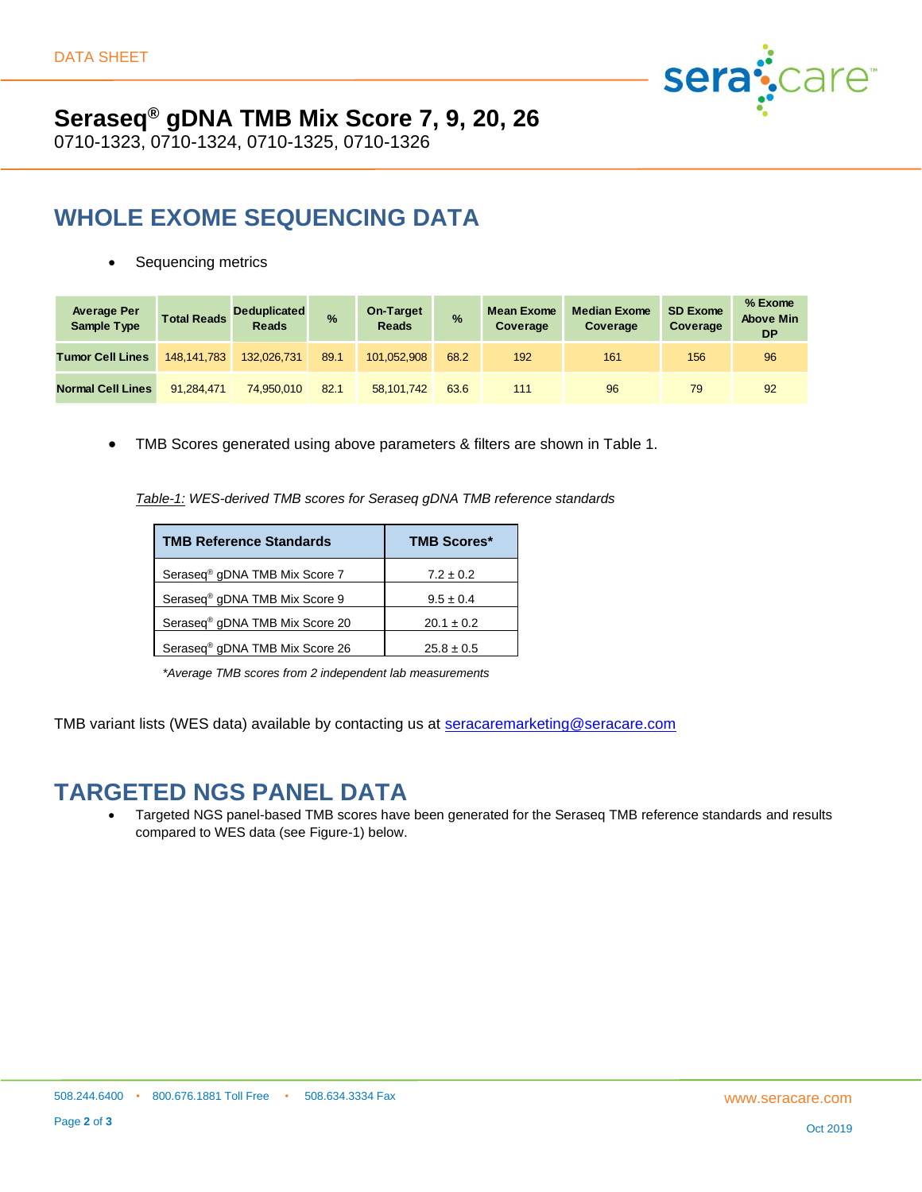DATA SHEET

# Seraseq® gDNA TMB Mix Score 7, 9, 20, 26

0710-1323, 0710-1324, 0710-1325, 0710-1326

## WHOLE EXOME SEQUENCING DATA

- Sequencing metrics

| Average Per Sample Type | Total Reads | Deduplicated Reads | % | On-Target Reads | % | Mean Exome Coverage | Median Exome Coverage | SD Exome Coverage | % Exome Above Min DP |
|---|---|---|---|---|---|---|---|---|---|
| Tumor Cell Lines | 148,141,783 | 132,026,731 | 89.1 | 101,052,908 | 68.2 | 192 | 161 | 156 | 96 |
| Normal Cell Lines | 91,284,471 | 74,950,010 | 82.1 | 58,101,742 | 63.6 | 111 | 96 | 79 | 92 |

- TMB Scores generated using above parameters & filters are shown in Table 1.

*Table-1: WES-derived TMB scores for Seraseq gDNA TMB reference standards*

| TMB Reference Standards | TMB Scores* |
|---|---|
| Seraseq® gDNA TMB Mix Score 7 | 7.2 ± 0.2 |
| Seraseq® gDNA TMB Mix Score 9 | 9.5 ± 0.4 |
| Seraseq® gDNA TMB Mix Score 20 | 20.1 ± 0.2 |
| Seraseq® gDNA TMB Mix Score 26 | 25.8 ± 0.5 |

*\*Average TMB scores from 2 independent lab measurements*

TMB variant lists (WES data) available by contacting us at seracaremarketing@seracare.com

## TARGETED NGS PANEL DATA

- Targeted NGS panel-based TMB scores have been generated for the Seraseq TMB reference standards and results compared to WES data (see Figure-1) below.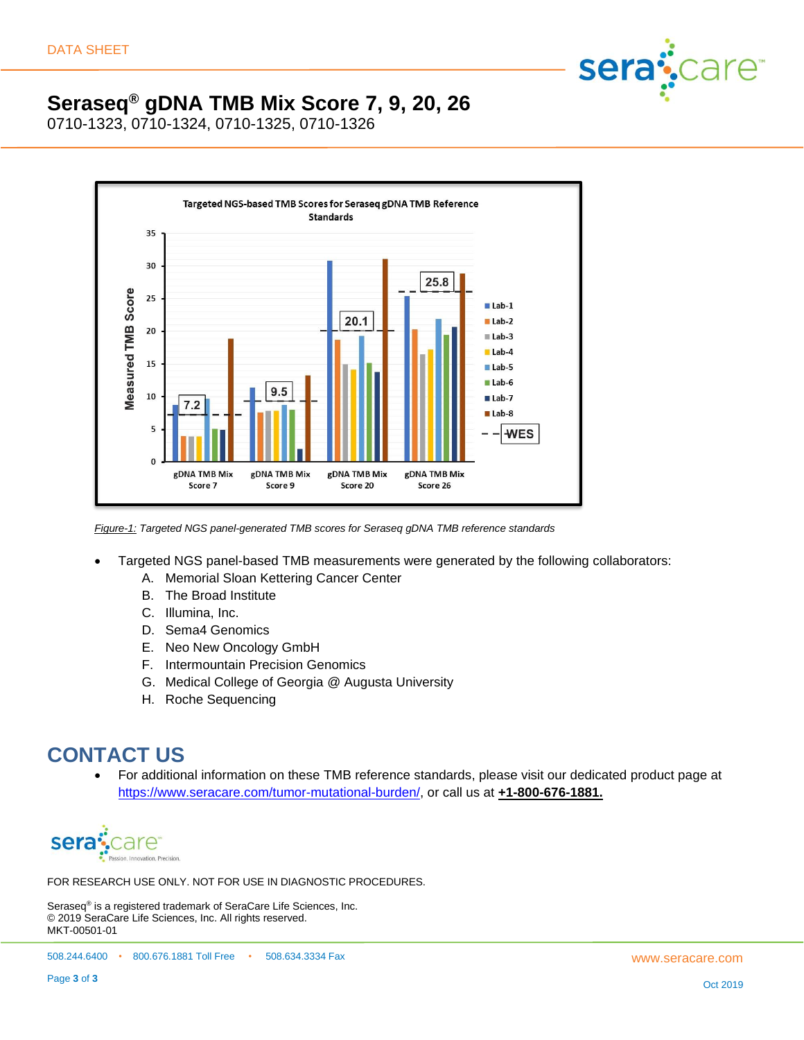DATA SHEET

# Seraseq® gDNA TMB Mix Score 7, 9, 20, 26

0710-1323, 0710-1324, 0710-1325, 0710-1326

Targeted NGS-based TMB Scores for Seraseq gDNA TMB Reference Standards

Measured TMB Score

35
30
25
20
15
10
5
0

7.2
9.5
20.1
25.8

gDNA TMB Mix Score 7
gDNA TMB Mix Score 9
gDNA TMB Mix Score 20
gDNA TMB Mix Score 26

Lab-1
Lab-2
Lab-3
Lab-4
Lab-5
Lab-6
Lab-7
Lab-8
WES

*Figure-1: Targeted NGS panel-generated TMB scores for Seraseq gDNA TMB reference standards*

- Targeted NGS panel-based TMB measurements were generated by the following collaborators:
  - A. Memorial Sloan Kettering Cancer Center
  - B. The Broad Institute
  - C. Illumina, Inc.
  - D. Sema4 Genomics
  - E. Neo New Oncology GmbH
  - F. Intermountain Precision Genomics
  - G. Medical College of Georgia @ Augusta University
  - H. Roche Sequencing

## CONTACT US

- For additional information on these TMB reference standards, please visit our dedicated product page at https://www.seracare.com/tumor-mutational-burden/, or call us at **+1-800-676-1881.**

seracare Passion. Innovation. Precision.

FOR RESEARCH USE ONLY. NOT FOR USE IN DIAGNOSTIC PROCEDURES.

Seraseq® is a registered trademark of SeraCare Life Sciences, Inc.
© 2019 SeraCare Life Sciences, Inc. All rights reserved.
MKT-00501-01

508.244.6400 • 800.676.1881 Toll Free • 508.634.3334 Fax

www.seracare.com

Oct 2019